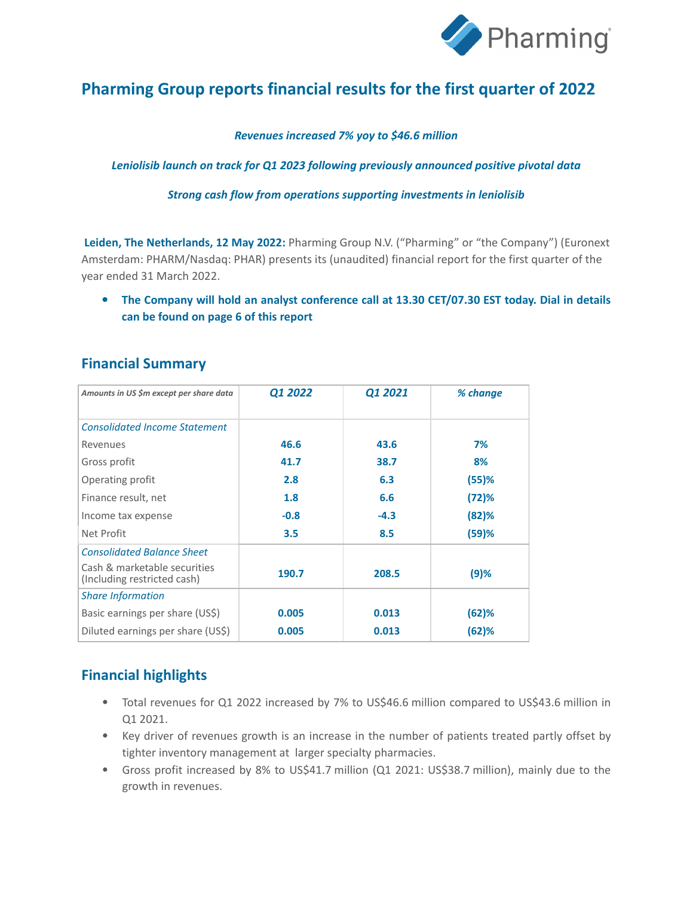# Pharming Group reports financial results for the first quarter of 2022

*Revenues increased 7% yoy to $46.6 million*

*Leniolisib launch on track for Q1 2023 following previously announced positive pivotal data*

*Strong cash flow from operations supporting investments in leniolisib*

**Leiden, The Netherlands, 12 May 2022:** Pharming Group N.V. ("Pharming" or "the Company") (Euronext Amsterdam: PHARM/Nasdaq: PHAR) presents its (unaudited) financial report for the first quarter of the year ended 31 March 2022.

- **The Company will hold an analyst conference call at 13.30 CET/07.30 EST today. Dial in details can be found on page 6 of this report**

## Financial Summary

| *Amounts in US $m except per share data* | *Q1 2022* | *Q1 2021* | *% change* |
|---|---|---|---|
| *Consolidated Income Statement* | | | |
| Revenues | **46.6** | **43.6** | **7%** |
| Gross profit | **41.7** | **38.7** | **8%** |
| Operating profit | **2.8** | **6.3** | **(55)%** |
| Finance result, net | **1.8** | **6.6** | **(72)%** |
| Income tax expense | **-0.8** | **-4.3** | **(82)%** |
| Net Profit | **3.5** | **8.5** | **(59)%** |
| *Consolidated Balance Sheet* | | | |
| Cash & marketable securities (Including restricted cash) | **190.7** | **208.5** | **(9)%** |
| *Share Information* | | | |
| Basic earnings per share (US$) | **0.005** | **0.013** | **(62)%** |
| Diluted earnings per share (US$) | **0.005** | **0.013** | **(62)%** |

## Financial highlights

- Total revenues for Q1 2022 increased by 7% to US$46.6 million compared to US$43.6 million in Q1 2021.
- Key driver of revenues growth is an increase in the number of patients treated partly offset by tighter inventory management at larger specialty pharmacies.
- Gross profit increased by 8% to US$41.7 million (Q1 2021: US$38.7 million), mainly due to the growth in revenues.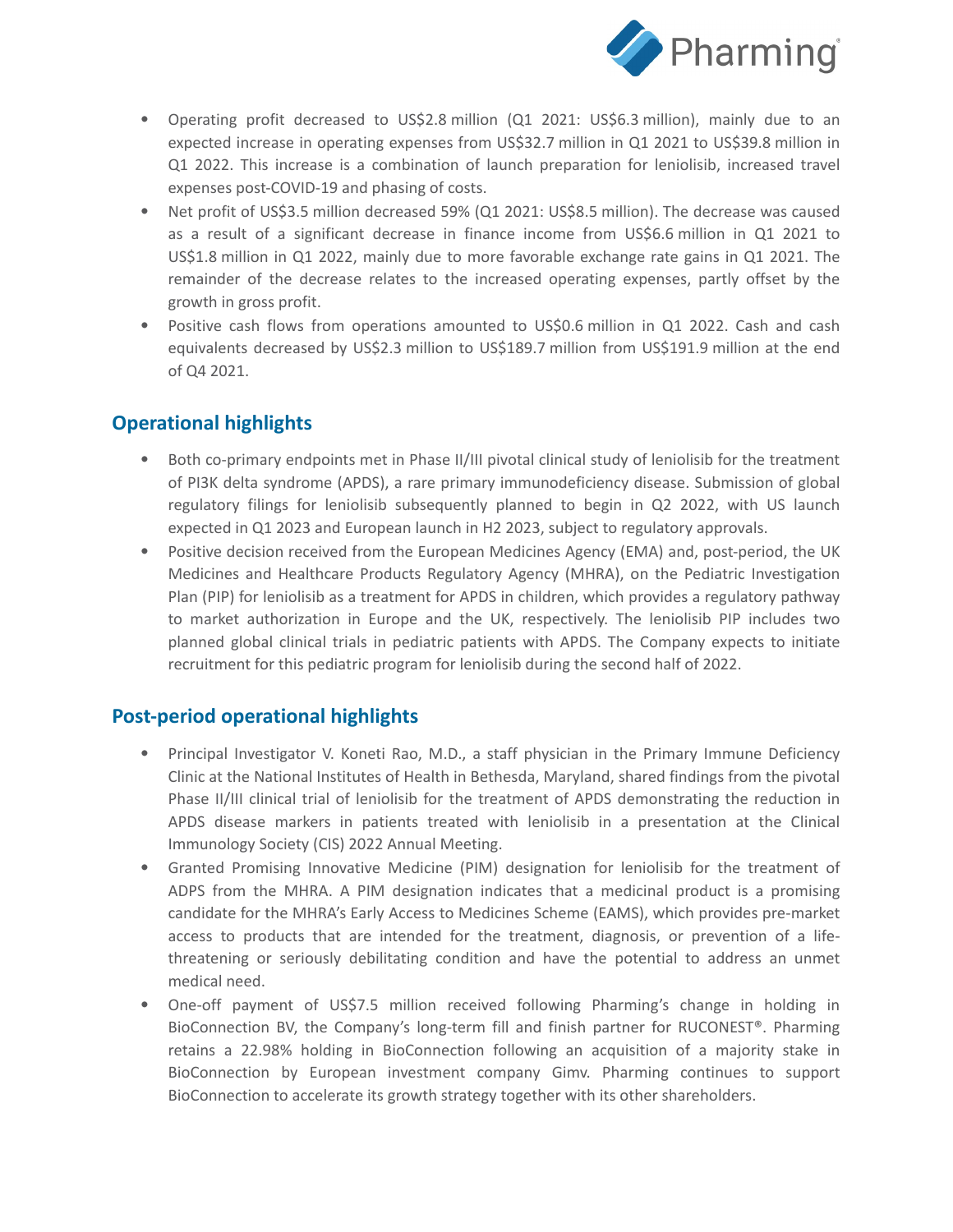- Operating profit decreased to US$2.8 million (Q1 2021: US$6.3 million), mainly due to an expected increase in operating expenses from US$32.7 million in Q1 2021 to US$39.8 million in Q1 2022. This increase is a combination of launch preparation for leniolisib, increased travel expenses post-COVID-19 and phasing of costs.
- Net profit of US$3.5 million decreased 59% (Q1 2021: US$8.5 million). The decrease was caused as a result of a significant decrease in finance income from US$6.6 million in Q1 2021 to US$1.8 million in Q1 2022, mainly due to more favorable exchange rate gains in Q1 2021. The remainder of the decrease relates to the increased operating expenses, partly offset by the growth in gross profit.
- Positive cash flows from operations amounted to US$0.6 million in Q1 2022. Cash and cash equivalents decreased by US$2.3 million to US$189.7 million from US$191.9 million at the end of Q4 2021.

## Operational highlights

- Both co-primary endpoints met in Phase II/III pivotal clinical study of leniolisib for the treatment of PI3K delta syndrome (APDS), a rare primary immunodeficiency disease. Submission of global regulatory filings for leniolisib subsequently planned to begin in Q2 2022, with US launch expected in Q1 2023 and European launch in H2 2023, subject to regulatory approvals.
- Positive decision received from the European Medicines Agency (EMA) and, post-period, the UK Medicines and Healthcare Products Regulatory Agency (MHRA), on the Pediatric Investigation Plan (PIP) for leniolisib as a treatment for APDS in children, which provides a regulatory pathway to market authorization in Europe and the UK, respectively. The leniolisib PIP includes two planned global clinical trials in pediatric patients with APDS. The Company expects to initiate recruitment for this pediatric program for leniolisib during the second half of 2022.

## Post-period operational highlights

- Principal Investigator V. Koneti Rao, M.D., a staff physician in the Primary Immune Deficiency Clinic at the National Institutes of Health in Bethesda, Maryland, shared findings from the pivotal Phase II/III clinical trial of leniolisib for the treatment of APDS demonstrating the reduction in APDS disease markers in patients treated with leniolisib in a presentation at the Clinical Immunology Society (CIS) 2022 Annual Meeting.
- Granted Promising Innovative Medicine (PIM) designation for leniolisib for the treatment of ADPS from the MHRA. A PIM designation indicates that a medicinal product is a promising candidate for the MHRA's Early Access to Medicines Scheme (EAMS), which provides pre-market access to products that are intended for the treatment, diagnosis, or prevention of a life-threatening or seriously debilitating condition and have the potential to address an unmet medical need.
- One-off payment of US$7.5 million received following Pharming's change in holding in BioConnection BV, the Company's long-term fill and finish partner for RUCONEST®. Pharming retains a 22.98% holding in BioConnection following an acquisition of a majority stake in BioConnection by European investment company Gimv. Pharming continues to support BioConnection to accelerate its growth strategy together with its other shareholders.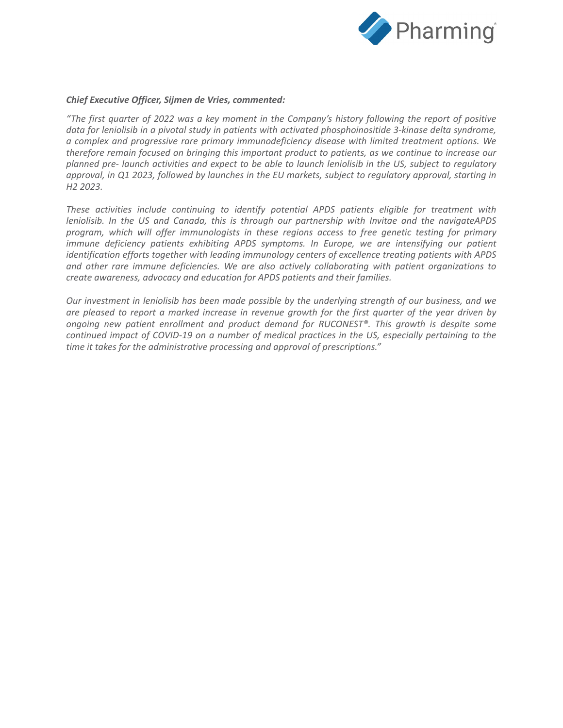***Chief Executive Officer, Sijmen de Vries, commented:***

*"The first quarter of 2022 was a key moment in the Company's history following the report of positive data for leniolisib in a pivotal study in patients with activated phosphoinositide 3-kinase delta syndrome, a complex and progressive rare primary immunodeficiency disease with limited treatment options. We therefore remain focused on bringing this important product to patients, as we continue to increase our planned pre- launch activities and expect to be able to launch leniolisib in the US, subject to regulatory approval, in Q1 2023, followed by launches in the EU markets, subject to regulatory approval, starting in H2 2023.*

*These activities include continuing to identify potential APDS patients eligible for treatment with leniolisib. In the US and Canada, this is through our partnership with Invitae and the navigateAPDS program, which will offer immunologists in these regions access to free genetic testing for primary immune deficiency patients exhibiting APDS symptoms. In Europe, we are intensifying our patient identification efforts together with leading immunology centers of excellence treating patients with APDS and other rare immune deficiencies. We are also actively collaborating with patient organizations to create awareness, advocacy and education for APDS patients and their families.*

*Our investment in leniolisib has been made possible by the underlying strength of our business, and we are pleased to report a marked increase in revenue growth for the first quarter of the year driven by ongoing new patient enrollment and product demand for RUCONEST®. This growth is despite some continued impact of COVID-19 on a number of medical practices in the US, especially pertaining to the time it takes for the administrative processing and approval of prescriptions."*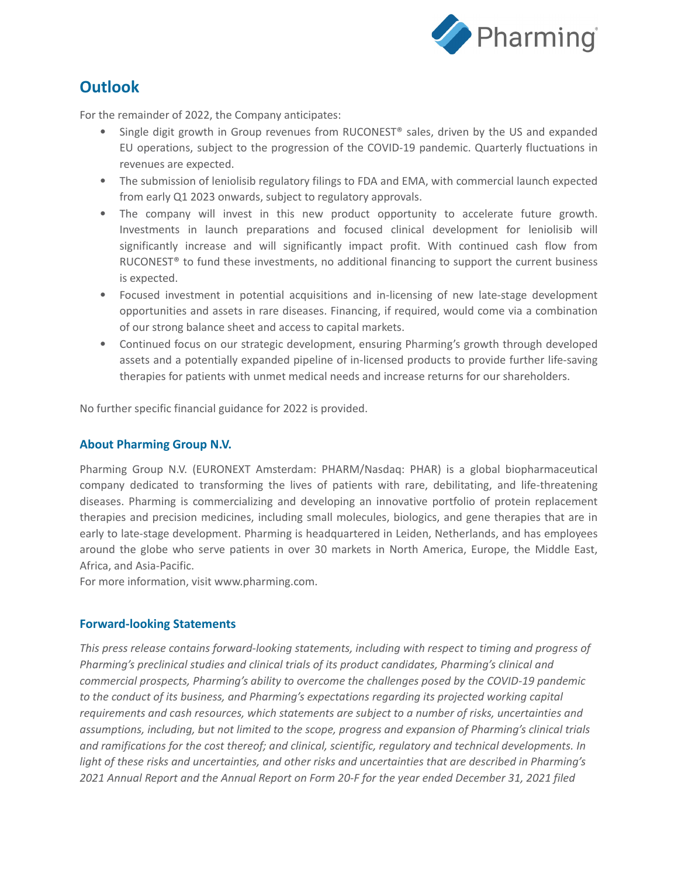## Outlook

For the remainder of 2022, the Company anticipates:

- Single digit growth in Group revenues from RUCONEST® sales, driven by the US and expanded EU operations, subject to the progression of the COVID-19 pandemic. Quarterly fluctuations in revenues are expected.
- The submission of leniolisib regulatory filings to FDA and EMA, with commercial launch expected from early Q1 2023 onwards, subject to regulatory approvals.
- The company will invest in this new product opportunity to accelerate future growth. Investments in launch preparations and focused clinical development for leniolisib will significantly increase and will significantly impact profit. With continued cash flow from RUCONEST® to fund these investments, no additional financing to support the current business is expected.
- Focused investment in potential acquisitions and in-licensing of new late-stage development opportunities and assets in rare diseases. Financing, if required, would come via a combination of our strong balance sheet and access to capital markets.
- Continued focus on our strategic development, ensuring Pharming's growth through developed assets and a potentially expanded pipeline of in-licensed products to provide further life-saving therapies for patients with unmet medical needs and increase returns for our shareholders.

No further specific financial guidance for 2022 is provided.

### About Pharming Group N.V.

Pharming Group N.V. (EURONEXT Amsterdam: PHARM/Nasdaq: PHAR) is a global biopharmaceutical company dedicated to transforming the lives of patients with rare, debilitating, and life-threatening diseases. Pharming is commercializing and developing an innovative portfolio of protein replacement therapies and precision medicines, including small molecules, biologics, and gene therapies that are in early to late-stage development. Pharming is headquartered in Leiden, Netherlands, and has employees around the globe who serve patients in over 30 markets in North America, Europe, the Middle East, Africa, and Asia-Pacific.
For more information, visit www.pharming.com.

### Forward-looking Statements

*This press release contains forward-looking statements, including with respect to timing and progress of Pharming's preclinical studies and clinical trials of its product candidates, Pharming's clinical and commercial prospects, Pharming's ability to overcome the challenges posed by the COVID-19 pandemic to the conduct of its business, and Pharming's expectations regarding its projected working capital requirements and cash resources, which statements are subject to a number of risks, uncertainties and assumptions, including, but not limited to the scope, progress and expansion of Pharming's clinical trials and ramifications for the cost thereof; and clinical, scientific, regulatory and technical developments. In light of these risks and uncertainties, and other risks and uncertainties that are described in Pharming's 2021 Annual Report and the Annual Report on Form 20-F for the year ended December 31, 2021 filed*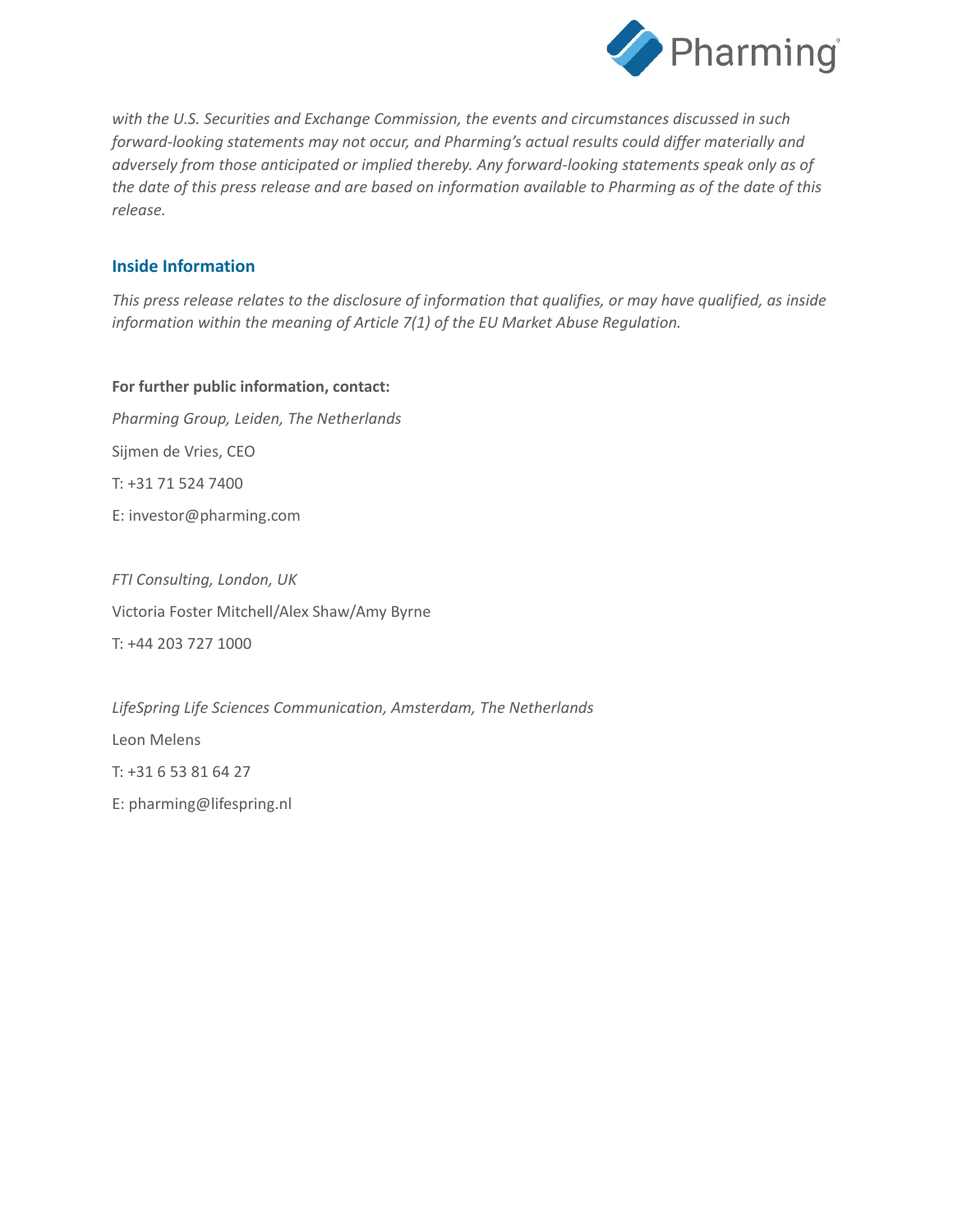*with the U.S. Securities and Exchange Commission, the events and circumstances discussed in such forward-looking statements may not occur, and Pharming's actual results could differ materially and adversely from those anticipated or implied thereby. Any forward-looking statements speak only as of the date of this press release and are based on information available to Pharming as of the date of this release.*

## Inside Information

*This press release relates to the disclosure of information that qualifies, or may have qualified, as inside information within the meaning of Article 7(1) of the EU Market Abuse Regulation.*

**For further public information, contact:**

*Pharming Group, Leiden, The Netherlands*

Sijmen de Vries, CEO

T: +31 71 524 7400

E: investor@pharming.com

*FTI Consulting, London, UK*

Victoria Foster Mitchell/Alex Shaw/Amy Byrne

T: +44 203 727 1000

*LifeSpring Life Sciences Communication, Amsterdam, The Netherlands*

Leon Melens

T: +31 6 53 81 64 27

E: pharming@lifespring.nl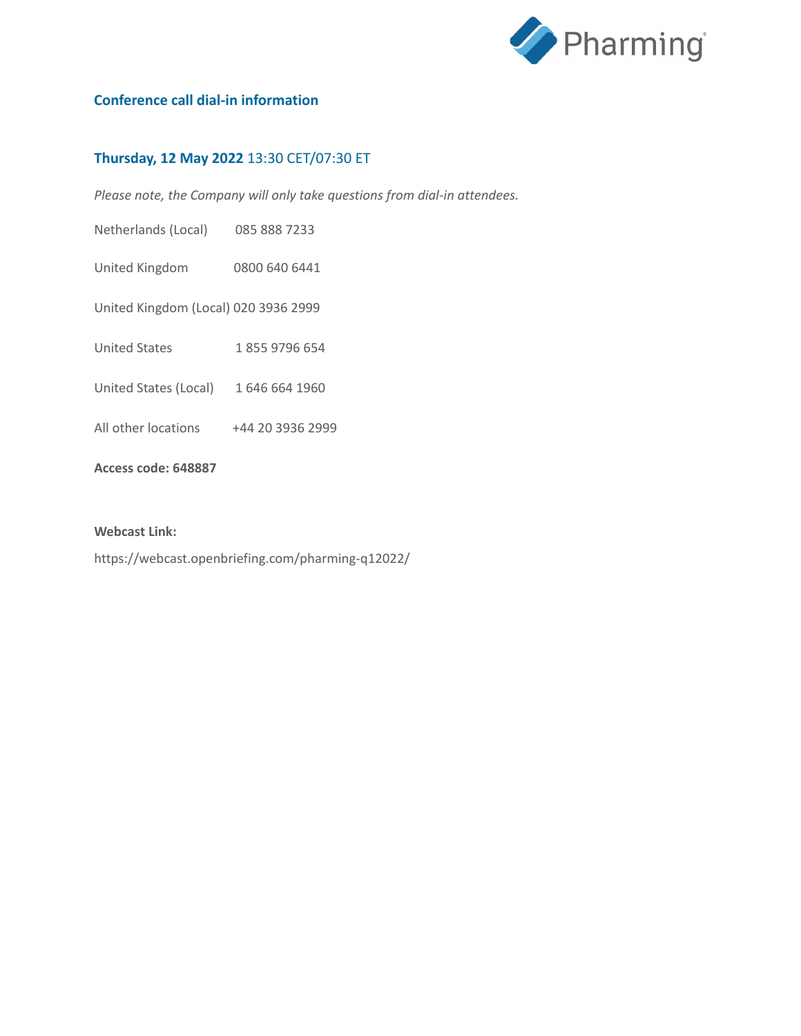## Conference call dial-in information

### **Thursday, 12 May 2022** 13:30 CET/07:30 ET

*Please note, the Company will only take questions from dial-in attendees.*

Netherlands (Local) 085 888 7233

United Kingdom 0800 640 6441

United Kingdom (Local) 020 3936 2999

United States 1 855 9796 654

United States (Local) 1 646 664 1960

All other locations +44 20 3936 2999

**Access code: 648887**

**Webcast Link:**

https://webcast.openbriefing.com/pharming-q12022/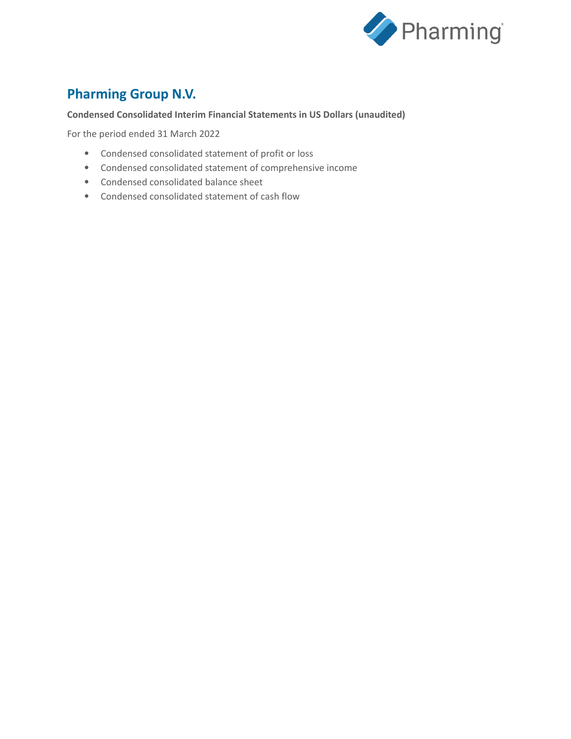# Pharming Group N.V.

**Condensed Consolidated Interim Financial Statements in US Dollars (unaudited)**

For the period ended 31 March 2022

- Condensed consolidated statement of profit or loss
- Condensed consolidated statement of comprehensive income
- Condensed consolidated balance sheet
- Condensed consolidated statement of cash flow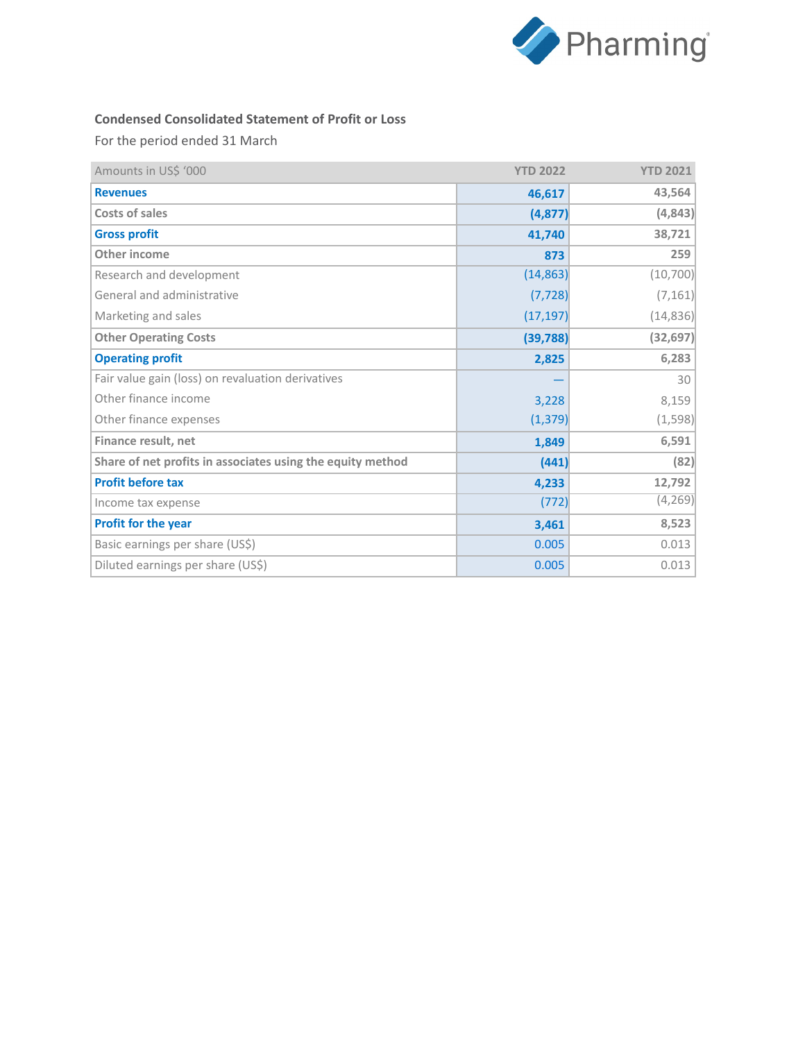**Condensed Consolidated Statement of Profit or Loss**

For the period ended 31 March

| Amounts in US$ '000 | YTD 2022 | YTD 2021 |
|---|---|---|
| **Revenues** | **46,617** | **43,564** |
| **Costs of sales** | **(4,877)** | **(4,843)** |
| **Gross profit** | **41,740** | **38,721** |
| **Other income** | **873** | **259** |
| Research and development | (14,863) | (10,700) |
| General and administrative | (7,728) | (7,161) |
| Marketing and sales | (17,197) | (14,836) |
| **Other Operating Costs** | **(39,788)** | **(32,697)** |
| **Operating profit** | **2,825** | **6,283** |
| Fair value gain (loss) on revaluation derivatives | — | 30 |
| Other finance income | 3,228 | 8,159 |
| Other finance expenses | (1,379) | (1,598) |
| **Finance result, net** | **1,849** | **6,591** |
| **Share of net profits in associates using the equity method** | **(441)** | **(82)** |
| **Profit before tax** | **4,233** | **12,792** |
| Income tax expense | (772) | (4,269) |
| **Profit for the year** | **3,461** | **8,523** |
| Basic earnings per share (US$) | 0.005 | 0.013 |
| Diluted earnings per share (US$) | 0.005 | 0.013 |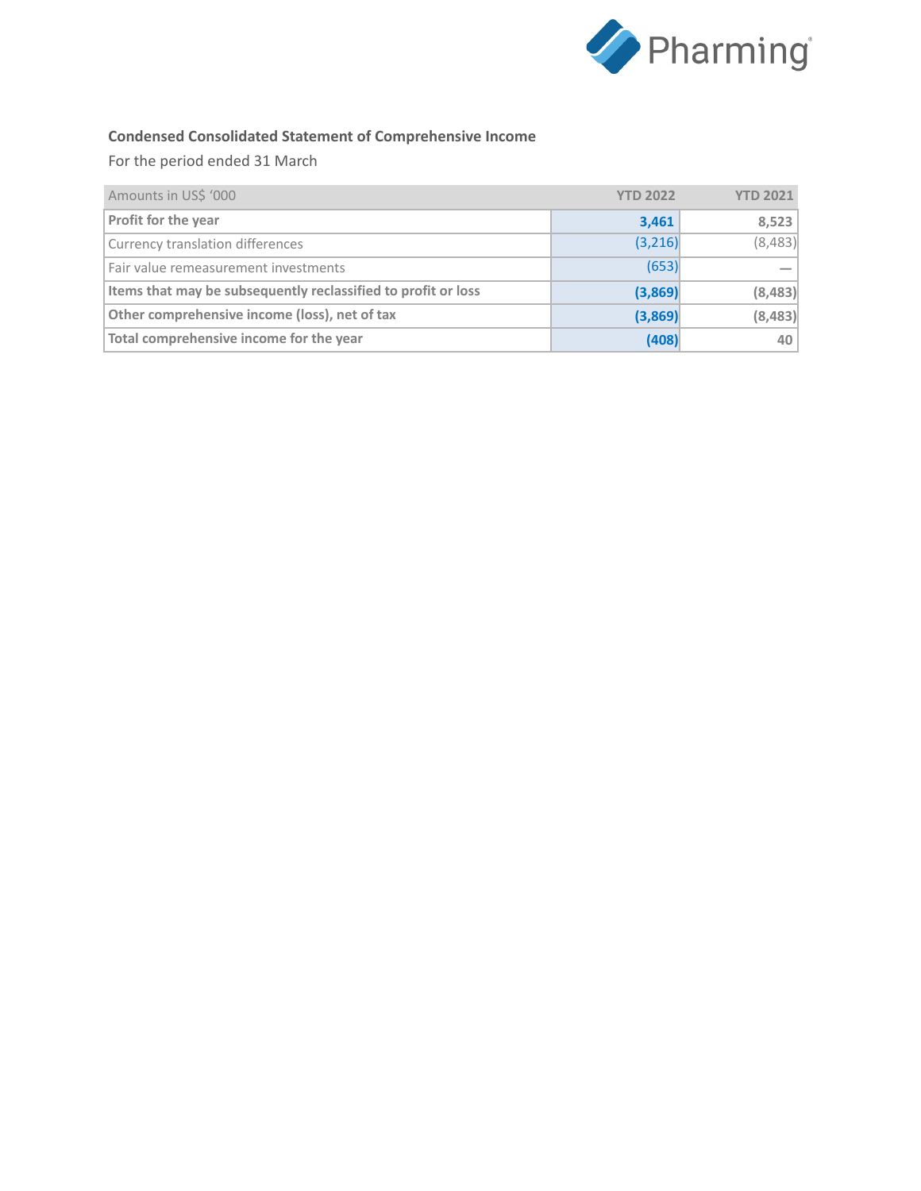**Condensed Consolidated Statement of Comprehensive Income**

For the period ended 31 March

| Amounts in US$ '000 | YTD 2022 | YTD 2021 |
|---|---|---|
| **Profit for the year** | **3,461** | **8,523** |
| Currency translation differences | (3,216) | (8,483) |
| Fair value remeasurement investments | (653) | — |
| **Items that may be subsequently reclassified to profit or loss** | **(3,869)** | **(8,483)** |
| **Other comprehensive income (loss), net of tax** | **(3,869)** | **(8,483)** |
| **Total comprehensive income for the year** | **(408)** | **40** |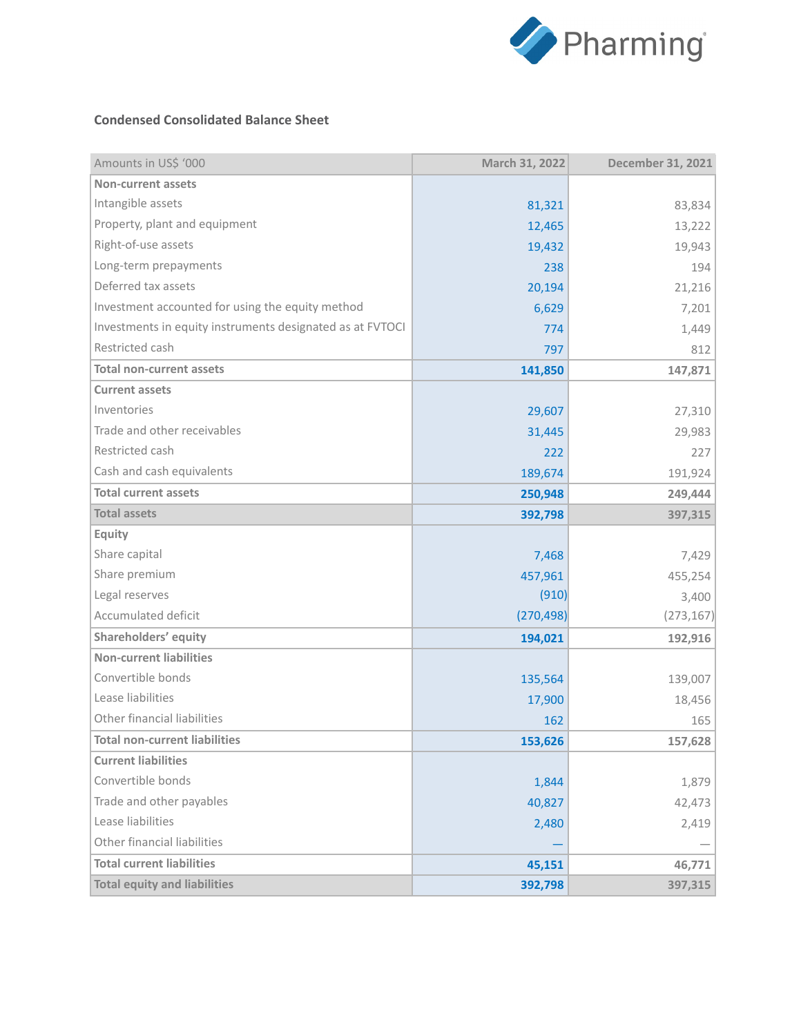## Condensed Consolidated Balance Sheet

| Amounts in US$ '000 | March 31, 2022 | December 31, 2021 |
|---|---|---|
| **Non-current assets** | | |
| Intangible assets | 81,321 | 83,834 |
| Property, plant and equipment | 12,465 | 13,222 |
| Right-of-use assets | 19,432 | 19,943 |
| Long-term prepayments | 238 | 194 |
| Deferred tax assets | 20,194 | 21,216 |
| Investment accounted for using the equity method | 6,629 | 7,201 |
| Investments in equity instruments designated as at FVTOCI | 774 | 1,449 |
| Restricted cash | 797 | 812 |
| **Total non-current assets** | **141,850** | **147,871** |
| **Current assets** | | |
| Inventories | 29,607 | 27,310 |
| Trade and other receivables | 31,445 | 29,983 |
| Restricted cash | 222 | 227 |
| Cash and cash equivalents | 189,674 | 191,924 |
| **Total current assets** | **250,948** | **249,444** |
| **Total assets** | **392,798** | **397,315** |
| **Equity** | | |
| Share capital | 7,468 | 7,429 |
| Share premium | 457,961 | 455,254 |
| Legal reserves | (910) | 3,400 |
| Accumulated deficit | (270,498) | (273,167) |
| **Shareholders' equity** | **194,021** | **192,916** |
| **Non-current liabilities** | | |
| Convertible bonds | 135,564 | 139,007 |
| Lease liabilities | 17,900 | 18,456 |
| Other financial liabilities | 162 | 165 |
| **Total non-current liabilities** | **153,626** | **157,628** |
| **Current liabilities** | | |
| Convertible bonds | 1,844 | 1,879 |
| Trade and other payables | 40,827 | 42,473 |
| Lease liabilities | 2,480 | 2,419 |
| Other financial liabilities | — | — |
| **Total current liabilities** | **45,151** | **46,771** |
| **Total equity and liabilities** | **392,798** | **397,315** |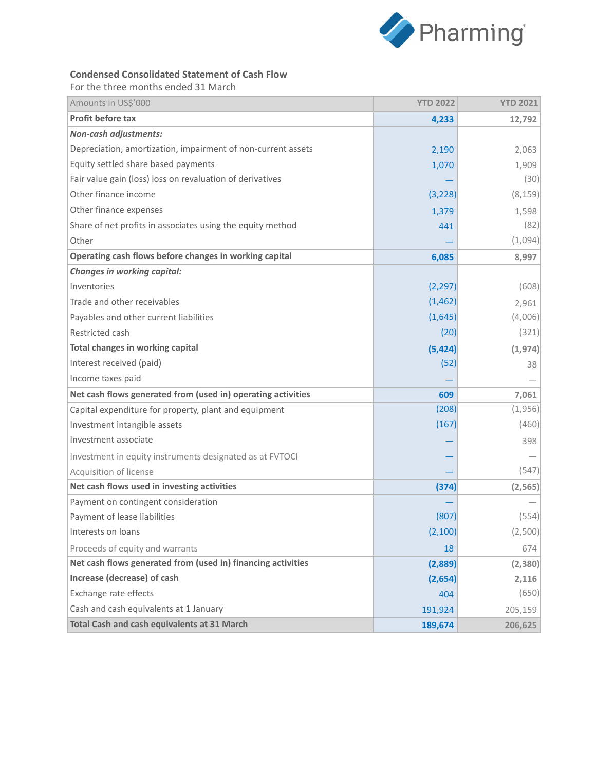**Condensed Consolidated Statement of Cash Flow**
For the three months ended 31 March

| Amounts in US$'000 | YTD 2022 | YTD 2021 |
|---|---|---|
| **Profit before tax** | **4,233** | **12,792** |
| ***Non-cash adjustments:*** | | |
| Depreciation, amortization, impairment of non-current assets | 2,190 | 2,063 |
| Equity settled share based payments | 1,070 | 1,909 |
| Fair value gain (loss) loss on revaluation of derivatives | — | (30) |
| Other finance income | (3,228) | (8,159) |
| Other finance expenses | 1,379 | 1,598 |
| Share of net profits in associates using the equity method | 441 | (82) |
| Other | — | (1,094) |
| **Operating cash flows before changes in working capital** | **6,085** | **8,997** |
| ***Changes in working capital:*** | | |
| Inventories | (2,297) | (608) |
| Trade and other receivables | (1,462) | 2,961 |
| Payables and other current liabilities | (1,645) | (4,006) |
| Restricted cash | (20) | (321) |
| **Total changes in working capital** | **(5,424)** | **(1,974)** |
| Interest received (paid) | (52) | 38 |
| Income taxes paid | — | — |
| **Net cash flows generated from (used in) operating activities** | **609** | **7,061** |
| Capital expenditure for property, plant and equipment | (208) | (1,956) |
| Investment intangible assets | (167) | (460) |
| Investment associate | — | 398 |
| Investment in equity instruments designated as at FVTOCI | — | — |
| Acquisition of license | — | (547) |
| **Net cash flows used in investing activities** | **(374)** | **(2,565)** |
| Payment on contingent consideration | — | — |
| Payment of lease liabilities | (807) | (554) |
| Interests on loans | (2,100) | (2,500) |
| Proceeds of equity and warrants | 18 | 674 |
| **Net cash flows generated from (used in) financing activities** | **(2,889)** | **(2,380)** |
| **Increase (decrease) of cash** | **(2,654)** | **2,116** |
| Exchange rate effects | 404 | (650) |
| Cash and cash equivalents at 1 January | 191,924 | 205,159 |
| **Total Cash and cash equivalents at 31 March** | **189,674** | **206,625** |